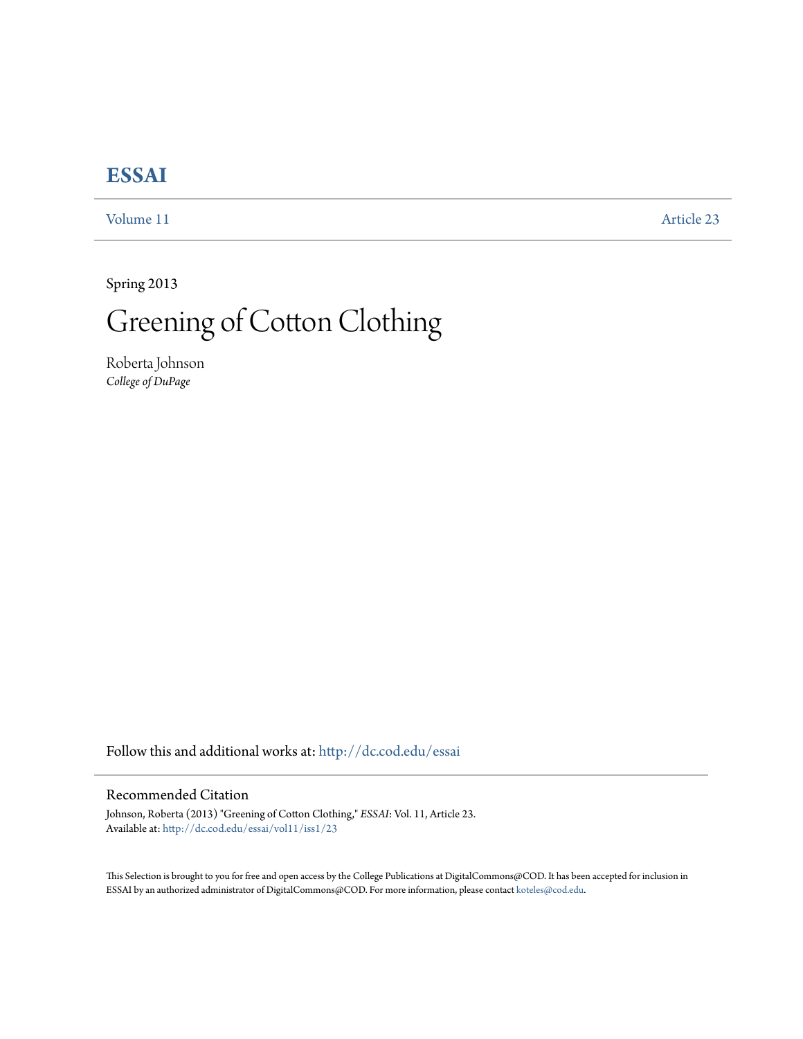# ESSAI

Volume 11 | Article 23

Spring 2013

## Greening of Cotton Clothing

Roberta Johnson
*College of DuPage*

Follow this and additional works at: http://dc.cod.edu/essai

### Recommended Citation

Johnson, Roberta (2013) "Greening of Cotton Clothing," *ESSAI*: Vol. 11, Article 23.
Available at: http://dc.cod.edu/essai/vol11/iss1/23

This Selection is brought to you for free and open access by the College Publications at DigitalCommons@COD. It has been accepted for inclusion in ESSAI by an authorized administrator of DigitalCommons@COD. For more information, please contact koteles@cod.edu.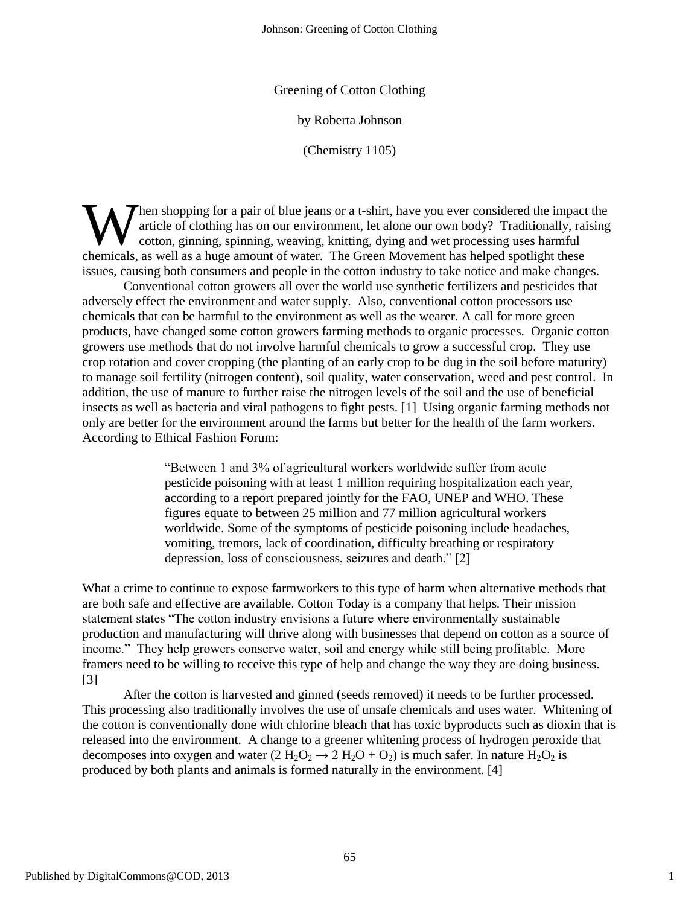Greening of Cotton Clothing

by Roberta Johnson

(Chemistry 1105)

When shopping for a pair of blue jeans or a t-shirt, have you ever considered the impact the article of clothing has on our environment, let alone our own body? Traditionally, raising cotton, ginning, spinning, weaving, knitting, dying and wet processing uses harmful chemicals, as well as a huge amount of water. The Green Movement has helped spotlight these issues, causing both consumers and people in the cotton industry to take notice and make changes.

Conventional cotton growers all over the world use synthetic fertilizers and pesticides that adversely effect the environment and water supply. Also, conventional cotton processors use chemicals that can be harmful to the environment as well as the wearer. A call for more green products, have changed some cotton growers farming methods to organic processes. Organic cotton growers use methods that do not involve harmful chemicals to grow a successful crop. They use crop rotation and cover cropping (the planting of an early crop to be dug in the soil before maturity) to manage soil fertility (nitrogen content), soil quality, water conservation, weed and pest control. In addition, the use of manure to further raise the nitrogen levels of the soil and the use of beneficial insects as well as bacteria and viral pathogens to fight pests. [1] Using organic farming methods not only are better for the environment around the farms but better for the health of the farm workers. According to Ethical Fashion Forum:

> "Between 1 and 3% of agricultural workers worldwide suffer from acute pesticide poisoning with at least 1 million requiring hospitalization each year, according to a report prepared jointly for the FAO, UNEP and WHO. These figures equate to between 25 million and 77 million agricultural workers worldwide. Some of the symptoms of pesticide poisoning include headaches, vomiting, tremors, lack of coordination, difficulty breathing or respiratory depression, loss of consciousness, seizures and death." [2]

What a crime to continue to expose farmworkers to this type of harm when alternative methods that are both safe and effective are available. Cotton Today is a company that helps. Their mission statement states "The cotton industry envisions a future where environmentally sustainable production and manufacturing will thrive along with businesses that depend on cotton as a source of income." They help growers conserve water, soil and energy while still being profitable. More framers need to be willing to receive this type of help and change the way they are doing business. [3]

After the cotton is harvested and ginned (seeds removed) it needs to be further processed. This processing also traditionally involves the use of unsafe chemicals and uses water. Whitening of the cotton is conventionally done with chlorine bleach that has toxic byproducts such as dioxin that is released into the environment. A change to a greener whitening process of hydrogen peroxide that decomposes into oxygen and water ($2\ H_2O_2 \rightarrow 2\ H_2O + O_2$) is much safer. In nature $H_2O_2$ is produced by both plants and animals is formed naturally in the environment. [4]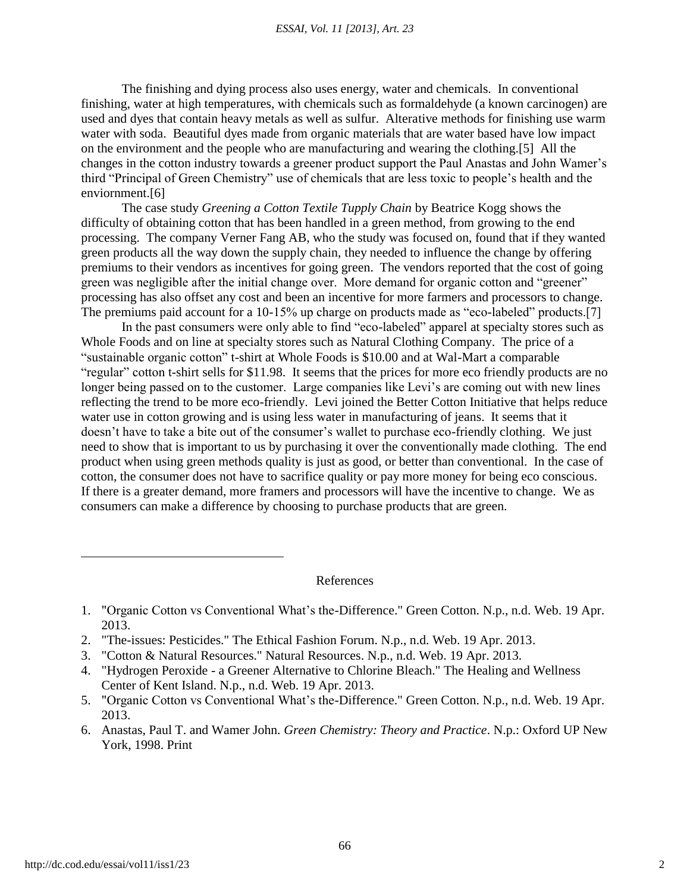The finishing and dying process also uses energy, water and chemicals. In conventional finishing, water at high temperatures, with chemicals such as formaldehyde (a known carcinogen) are used and dyes that contain heavy metals as well as sulfur. Alterative methods for finishing use warm water with soda. Beautiful dyes made from organic materials that are water based have low impact on the environment and the people who are manufacturing and wearing the clothing.[5] All the changes in the cotton industry towards a greener product support the Paul Anastas and John Wamer's third "Principal of Green Chemistry" use of chemicals that are less toxic to people's health and the enviornment.[6]

The case study *Greening a Cotton Textile Tupply Chain* by Beatrice Kogg shows the difficulty of obtaining cotton that has been handled in a green method, from growing to the end processing. The company Verner Fang AB, who the study was focused on, found that if they wanted green products all the way down the supply chain, they needed to influence the change by offering premiums to their vendors as incentives for going green. The vendors reported that the cost of going green was negligible after the initial change over. More demand for organic cotton and "greener" processing has also offset any cost and been an incentive for more farmers and processors to change. The premiums paid account for a 10-15% up charge on products made as "eco-labeled" products.[7]

In the past consumers were only able to find "eco-labeled" apparel at specialty stores such as Whole Foods and on line at specialty stores such as Natural Clothing Company. The price of a "sustainable organic cotton" t-shirt at Whole Foods is $10.00 and at Wal-Mart a comparable "regular" cotton t-shirt sells for $11.98. It seems that the prices for more eco friendly products are no longer being passed on to the customer. Large companies like Levi's are coming out with new lines reflecting the trend to be more eco-friendly. Levi joined the Better Cotton Initiative that helps reduce water use in cotton growing and is using less water in manufacturing of jeans. It seems that it doesn't have to take a bite out of the consumer's wallet to purchase eco-friendly clothing. We just need to show that is important to us by purchasing it over the conventionally made clothing. The end product when using green methods quality is just as good, or better than conventional. In the case of cotton, the consumer does not have to sacrifice quality or pay more money for being eco conscious. If there is a greater demand, more framers and processors will have the incentive to change. We as consumers can make a difference by choosing to purchase products that are green.

---

## References

1. "Organic Cotton vs Conventional What's the-Difference." Green Cotton. N.p., n.d. Web. 19 Apr. 2013.
2. "The-issues: Pesticides." The Ethical Fashion Forum. N.p., n.d. Web. 19 Apr. 2013.
3. "Cotton & Natural Resources." Natural Resources. N.p., n.d. Web. 19 Apr. 2013.
4. "Hydrogen Peroxide - a Greener Alternative to Chlorine Bleach." The Healing and Wellness Center of Kent Island. N.p., n.d. Web. 19 Apr. 2013.
5. "Organic Cotton vs Conventional What's the-Difference." Green Cotton. N.p., n.d. Web. 19 Apr. 2013.
6. Anastas, Paul T. and Wamer John. *Green Chemistry: Theory and Practice*. N.p.: Oxford UP New York, 1998. Print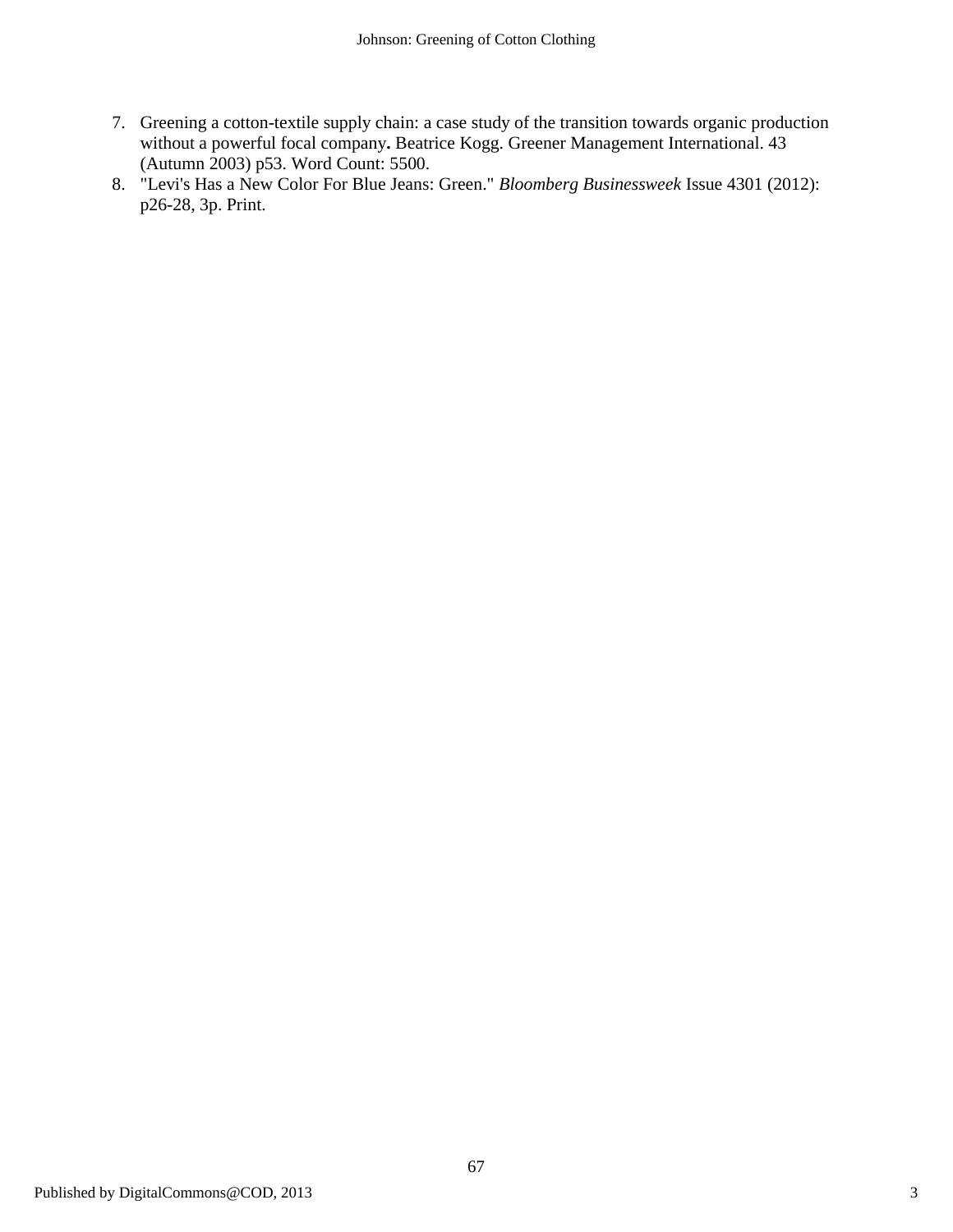7. Greening a cotton-textile supply chain: a case study of the transition towards organic production without a powerful focal company**.** Beatrice Kogg. Greener Management International. 43 (Autumn 2003) p53. Word Count: 5500.
8. "Levi's Has a New Color For Blue Jeans: Green." *Bloomberg Businessweek* Issue 4301 (2012): p26-28, 3p. Print.